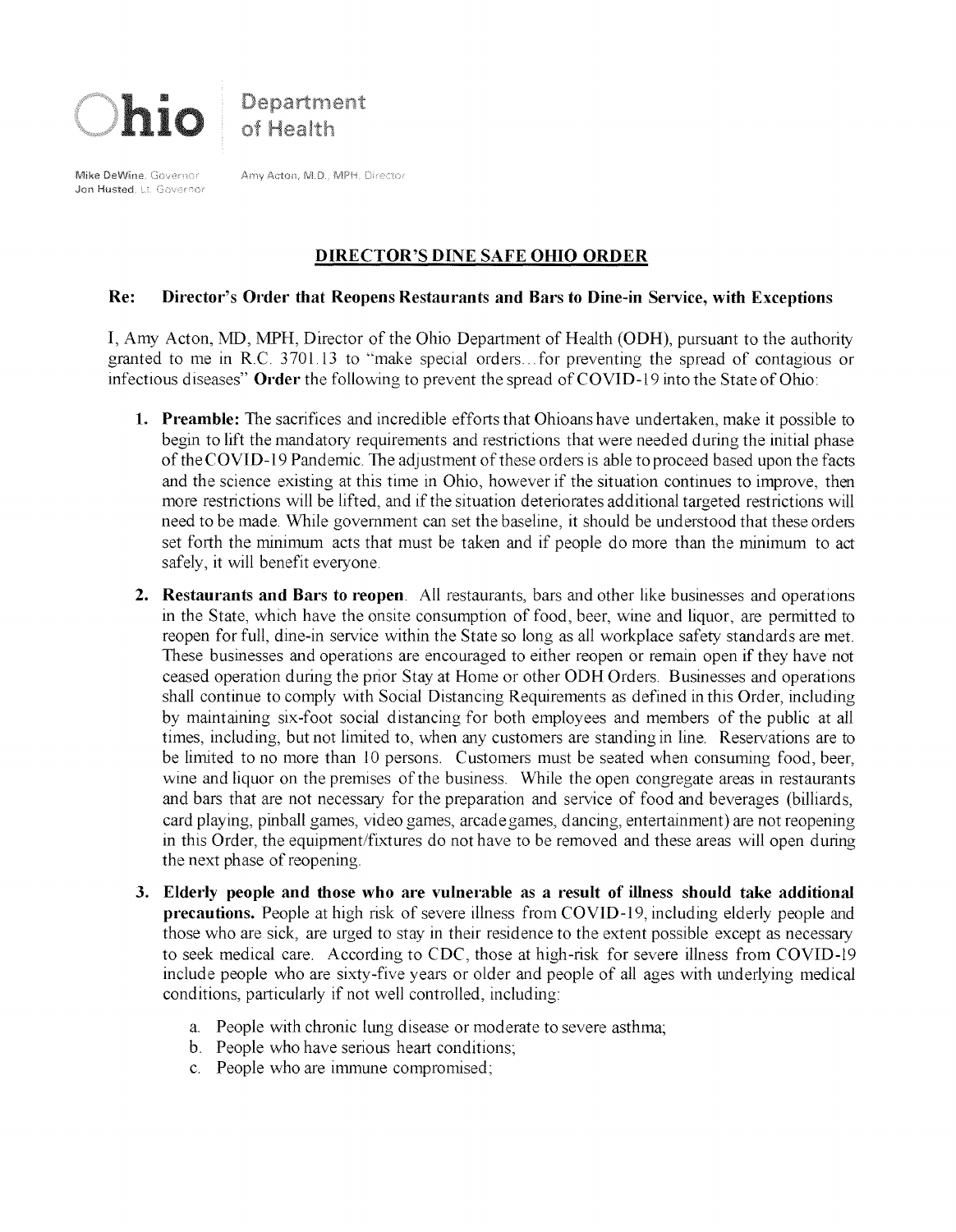**Ohio** Department of Health

Mike DeWine, Governor
Jon Husted, Lt. Governor

Amy Acton, M.D., MPH, Director

## DIRECTOR'S DINE SAFE OHIO ORDER

**Re: Director's Order that Reopens Restaurants and Bars to Dine-in Service, with Exceptions**

I, Amy Acton, MD, MPH, Director of the Ohio Department of Health (ODH), pursuant to the authority granted to me in R.C. 3701.13 to "make special orders...for preventing the spread of contagious or infectious diseases" **Order** the following to prevent the spread of COVID-19 into the State of Ohio:

1. **Preamble:** The sacrifices and incredible efforts that Ohioans have undertaken, make it possible to begin to lift the mandatory requirements and restrictions that were needed during the initial phase of the COVID-19 Pandemic. The adjustment of these orders is able to proceed based upon the facts and the science existing at this time in Ohio, however if the situation continues to improve, then more restrictions will be lifted, and if the situation deteriorates additional targeted restrictions will need to be made. While government can set the baseline, it should be understood that these orders set forth the minimum acts that must be taken and if people do more than the minimum to act safely, it will benefit everyone.

2. **Restaurants and Bars to reopen**. All restaurants, bars and other like businesses and operations in the State, which have the onsite consumption of food, beer, wine and liquor, are permitted to reopen for full, dine-in service within the State so long as all workplace safety standards are met. These businesses and operations are encouraged to either reopen or remain open if they have not ceased operation during the prior Stay at Home or other ODH Orders. Businesses and operations shall continue to comply with Social Distancing Requirements as defined in this Order, including by maintaining six-foot social distancing for both employees and members of the public at all times, including, but not limited to, when any customers are standing in line. Reservations are to be limited to no more than 10 persons. Customers must be seated when consuming food, beer, wine and liquor on the premises of the business. While the open congregate areas in restaurants and bars that are not necessary for the preparation and service of food and beverages (billiards, card playing, pinball games, video games, arcade games, dancing, entertainment) are not reopening in this Order, the equipment/fixtures do not have to be removed and these areas will open during the next phase of reopening.

3. **Elderly people and those who are vulnerable as a result of illness should take additional precautions.** People at high risk of severe illness from COVID-19, including elderly people and those who are sick, are urged to stay in their residence to the extent possible except as necessary to seek medical care. According to CDC, those at high-risk for severe illness from COVID-19 include people who are sixty-five years or older and people of all ages with underlying medical conditions, particularly if not well controlled, including:

   a. People with chronic lung disease or moderate to severe asthma;
   b. People who have serious heart conditions;
   c. People who are immune compromised;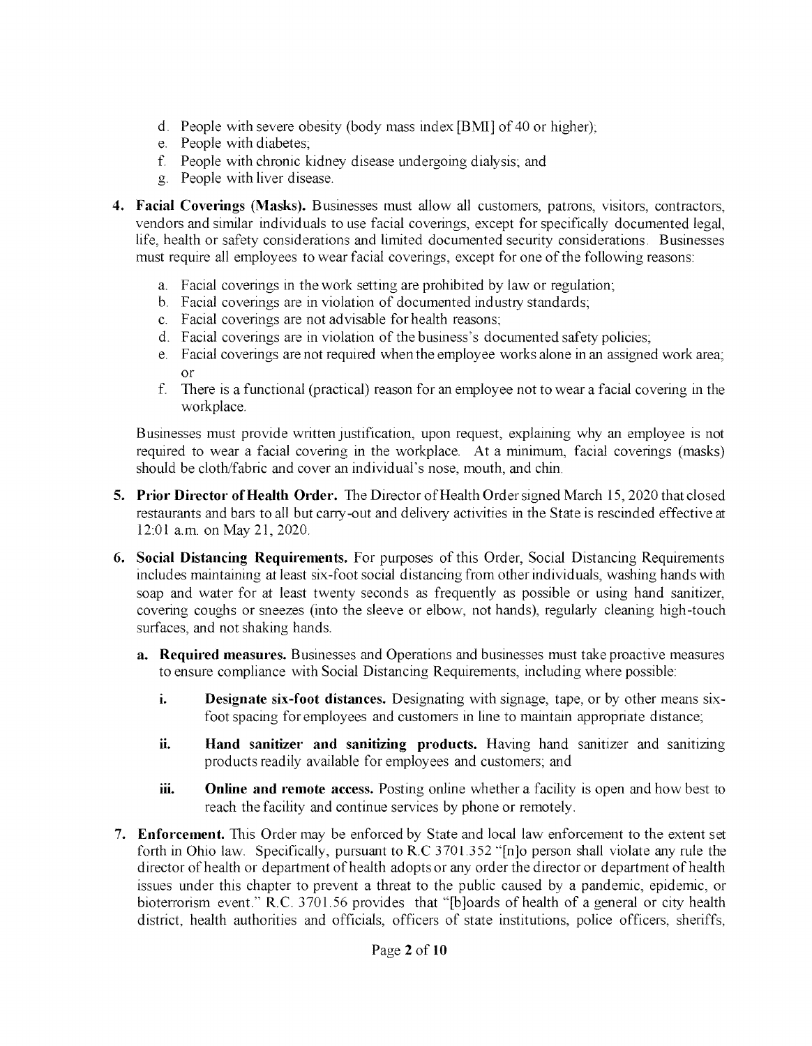d. People with severe obesity (body mass index [BMI] of 40 or higher);
e. People with diabetes;
f. People with chronic kidney disease undergoing dialysis; and
g. People with liver disease.

4. **Facial Coverings (Masks).** Businesses must allow all customers, patrons, visitors, contractors, vendors and similar individuals to use facial coverings, except for specifically documented legal, life, health or safety considerations and limited documented security considerations. Businesses must require all employees to wear facial coverings, except for one of the following reasons:

   a. Facial coverings in the work setting are prohibited by law or regulation;
   b. Facial coverings are in violation of documented industry standards;
   c. Facial coverings are not advisable for health reasons;
   d. Facial coverings are in violation of the business's documented safety policies;
   e. Facial coverings are not required when the employee works alone in an assigned work area; or
   f. There is a functional (practical) reason for an employee not to wear a facial covering in the workplace.

   Businesses must provide written justification, upon request, explaining why an employee is not required to wear a facial covering in the workplace. At a minimum, facial coverings (masks) should be cloth/fabric and cover an individual's nose, mouth, and chin.

5. **Prior Director of Health Order.** The Director of Health Order signed March 15, 2020 that closed restaurants and bars to all but carry-out and delivery activities in the State is rescinded effective at 12:01 a.m. on May 21, 2020.

6. **Social Distancing Requirements.** For purposes of this Order, Social Distancing Requirements includes maintaining at least six-foot social distancing from other individuals, washing hands with soap and water for at least twenty seconds as frequently as possible or using hand sanitizer, covering coughs or sneezes (into the sleeve or elbow, not hands), regularly cleaning high-touch surfaces, and not shaking hands.

   a. **Required measures.** Businesses and Operations and businesses must take proactive measures to ensure compliance with Social Distancing Requirements, including where possible:

      i. **Designate six-foot distances.** Designating with signage, tape, or by other means six-foot spacing for employees and customers in line to maintain appropriate distance;

      ii. **Hand sanitizer and sanitizing products.** Having hand sanitizer and sanitizing products readily available for employees and customers; and

      iii. **Online and remote access.** Posting online whether a facility is open and how best to reach the facility and continue services by phone or remotely.

7. **Enforcement.** This Order may be enforced by State and local law enforcement to the extent set forth in Ohio law. Specifically, pursuant to R.C 3701.352 "[n]o person shall violate any rule the director of health or department of health adopts or any order the director or department of health issues under this chapter to prevent a threat to the public caused by a pandemic, epidemic, or bioterrorism event." R.C. 3701.56 provides that "[b]oards of health of a general or city health district, health authorities and officials, officers of state institutions, police officers, sheriffs,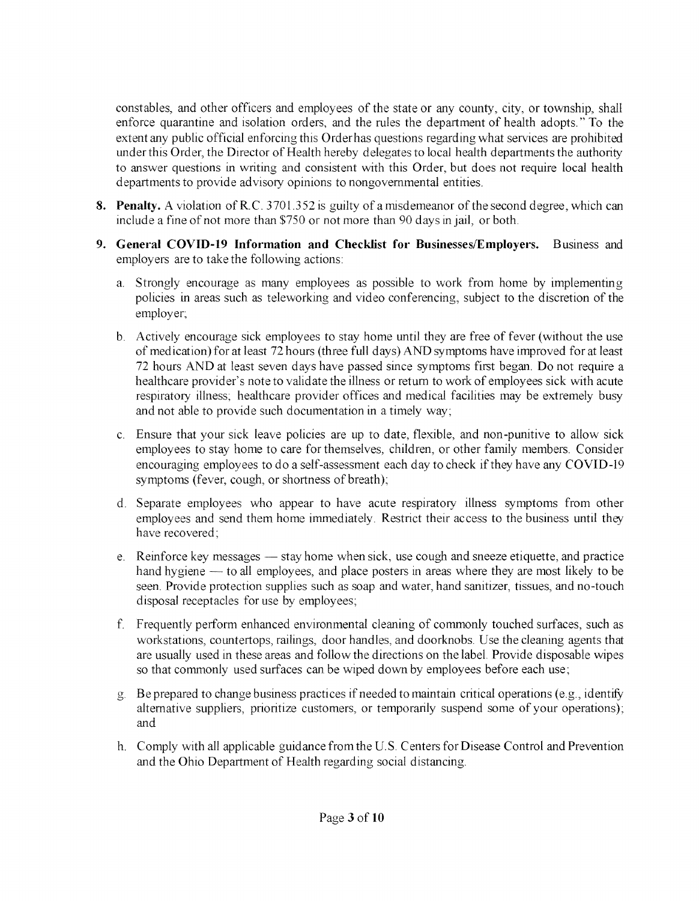constables, and other officers and employees of the state or any county, city, or township, shall enforce quarantine and isolation orders, and the rules the department of health adopts." To the extent any public official enforcing this Order has questions regarding what services are prohibited under this Order, the Director of Health hereby delegates to local health departments the authority to answer questions in writing and consistent with this Order, but does not require local health departments to provide advisory opinions to nongovernmental entities.

8. **Penalty.** A violation of R.C. 3701.352 is guilty of a misdemeanor of the second degree, which can include a fine of not more than $750 or not more than 90 days in jail, or both.

9. **General COVID-19 Information and Checklist for Businesses/Employers.** Business and employers are to take the following actions:

   a. Strongly encourage as many employees as possible to work from home by implementing policies in areas such as teleworking and video conferencing, subject to the discretion of the employer;

   b. Actively encourage sick employees to stay home until they are free of fever (without the use of medication) for at least 72 hours (three full days) AND symptoms have improved for at least 72 hours AND at least seven days have passed since symptoms first began. Do not require a healthcare provider's note to validate the illness or return to work of employees sick with acute respiratory illness; healthcare provider offices and medical facilities may be extremely busy and not able to provide such documentation in a timely way;

   c. Ensure that your sick leave policies are up to date, flexible, and non-punitive to allow sick employees to stay home to care for themselves, children, or other family members. Consider encouraging employees to do a self-assessment each day to check if they have any COVID-19 symptoms (fever, cough, or shortness of breath);

   d. Separate employees who appear to have acute respiratory illness symptoms from other employees and send them home immediately. Restrict their access to the business until they have recovered;

   e. Reinforce key messages — stay home when sick, use cough and sneeze etiquette, and practice hand hygiene — to all employees, and place posters in areas where they are most likely to be seen. Provide protection supplies such as soap and water, hand sanitizer, tissues, and no-touch disposal receptacles for use by employees;

   f. Frequently perform enhanced environmental cleaning of commonly touched surfaces, such as workstations, countertops, railings, door handles, and doorknobs. Use the cleaning agents that are usually used in these areas and follow the directions on the label. Provide disposable wipes so that commonly used surfaces can be wiped down by employees before each use;

   g. Be prepared to change business practices if needed to maintain critical operations (e.g., identify alternative suppliers, prioritize customers, or temporarily suspend some of your operations); and

   h. Comply with all applicable guidance from the U.S. Centers for Disease Control and Prevention and the Ohio Department of Health regarding social distancing.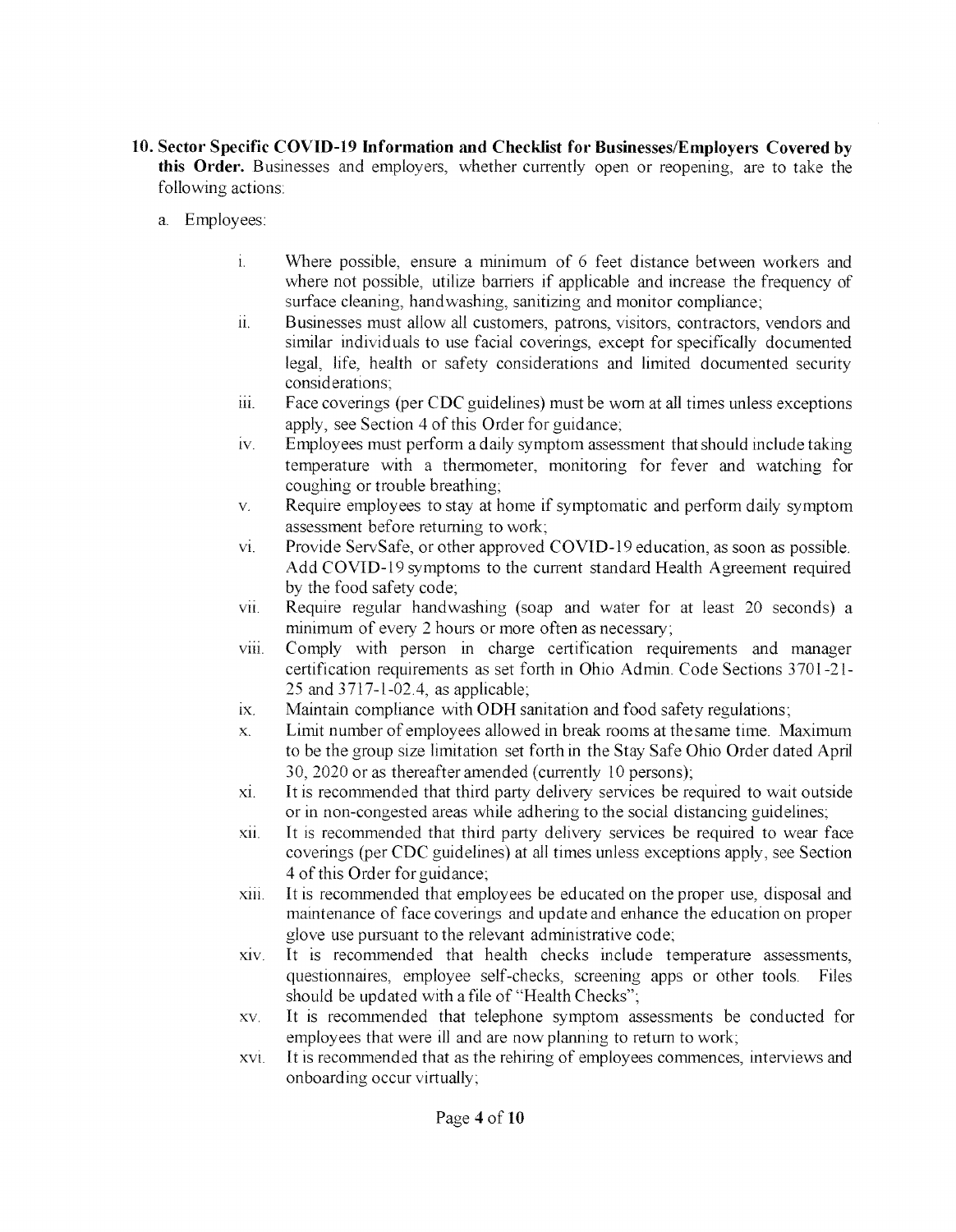**10. Sector Specific COVID-19 Information and Checklist for Businesses/Employers Covered by this Order.** Businesses and employers, whether currently open or reopening, are to take the following actions:

a. Employees:

i. Where possible, ensure a minimum of 6 feet distance between workers and where not possible, utilize barriers if applicable and increase the frequency of surface cleaning, handwashing, sanitizing and monitor compliance;

ii. Businesses must allow all customers, patrons, visitors, contractors, vendors and similar individuals to use facial coverings, except for specifically documented legal, life, health or safety considerations and limited documented security considerations;

iii. Face coverings (per CDC guidelines) must be worn at all times unless exceptions apply, see Section 4 of this Order for guidance;

iv. Employees must perform a daily symptom assessment that should include taking temperature with a thermometer, monitoring for fever and watching for coughing or trouble breathing;

v. Require employees to stay at home if symptomatic and perform daily symptom assessment before returning to work;

vi. Provide ServSafe, or other approved COVID-19 education, as soon as possible. Add COVID-19 symptoms to the current standard Health Agreement required by the food safety code;

vii. Require regular handwashing (soap and water for at least 20 seconds) a minimum of every 2 hours or more often as necessary;

viii. Comply with person in charge certification requirements and manager certification requirements as set forth in Ohio Admin. Code Sections 3701-21-25 and 3717-1-02.4, as applicable;

ix. Maintain compliance with ODH sanitation and food safety regulations;

x. Limit number of employees allowed in break rooms at the same time. Maximum to be the group size limitation set forth in the Stay Safe Ohio Order dated April 30, 2020 or as thereafter amended (currently 10 persons);

xi. It is recommended that third party delivery services be required to wait outside or in non-congested areas while adhering to the social distancing guidelines;

xii. It is recommended that third party delivery services be required to wear face coverings (per CDC guidelines) at all times unless exceptions apply, see Section 4 of this Order for guidance;

xiii. It is recommended that employees be educated on the proper use, disposal and maintenance of face coverings and update and enhance the education on proper glove use pursuant to the relevant administrative code;

xiv. It is recommended that health checks include temperature assessments, questionnaires, employee self-checks, screening apps or other tools. Files should be updated with a file of "Health Checks";

xv. It is recommended that telephone symptom assessments be conducted for employees that were ill and are now planning to return to work;

xvi. It is recommended that as the rehiring of employees commences, interviews and onboarding occur virtually;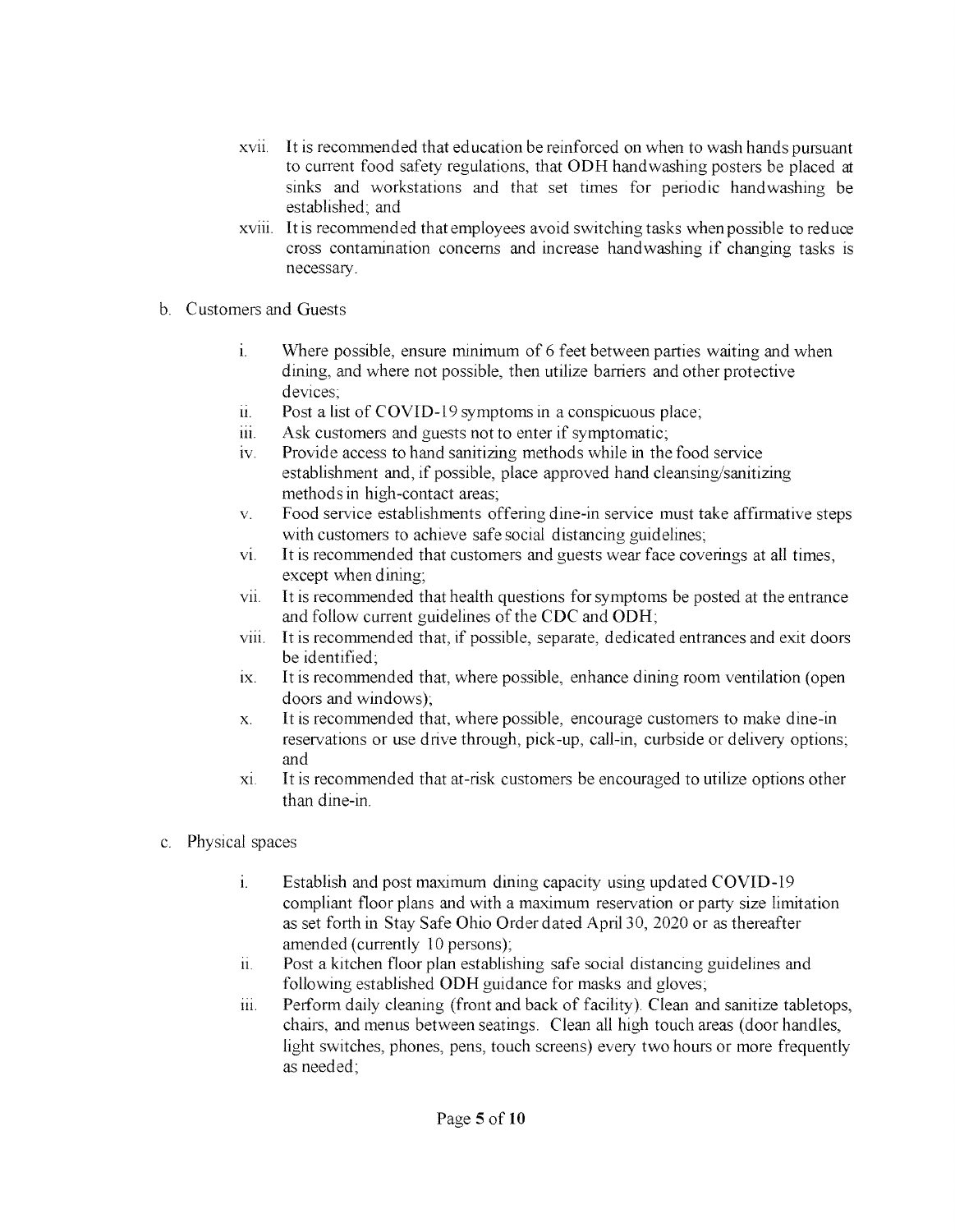xvii. It is recommended that education be reinforced on when to wash hands pursuant to current food safety regulations, that ODH handwashing posters be placed at sinks and workstations and that set times for periodic handwashing be established; and

xviii. It is recommended that employees avoid switching tasks when possible to reduce cross contamination concerns and increase handwashing if changing tasks is necessary.

b. Customers and Guests

i. Where possible, ensure minimum of 6 feet between parties waiting and when dining, and where not possible, then utilize barriers and other protective devices;

ii. Post a list of COVID-19 symptoms in a conspicuous place;

iii. Ask customers and guests not to enter if symptomatic;

iv. Provide access to hand sanitizing methods while in the food service establishment and, if possible, place approved hand cleansing/sanitizing methods in high-contact areas;

v. Food service establishments offering dine-in service must take affirmative steps with customers to achieve safe social distancing guidelines;

vi. It is recommended that customers and guests wear face coverings at all times, except when dining;

vii. It is recommended that health questions for symptoms be posted at the entrance and follow current guidelines of the CDC and ODH;

viii. It is recommended that, if possible, separate, dedicated entrances and exit doors be identified;

ix. It is recommended that, where possible, enhance dining room ventilation (open doors and windows);

x. It is recommended that, where possible, encourage customers to make dine-in reservations or use drive through, pick-up, call-in, curbside or delivery options; and

xi. It is recommended that at-risk customers be encouraged to utilize options other than dine-in.

c. Physical spaces

i. Establish and post maximum dining capacity using updated COVID-19 compliant floor plans and with a maximum reservation or party size limitation as set forth in Stay Safe Ohio Order dated April 30, 2020 or as thereafter amended (currently 10 persons);

ii. Post a kitchen floor plan establishing safe social distancing guidelines and following established ODH guidance for masks and gloves;

iii. Perform daily cleaning (front and back of facility). Clean and sanitize tabletops, chairs, and menus between seatings. Clean all high touch areas (door handles, light switches, phones, pens, touch screens) every two hours or more frequently as needed;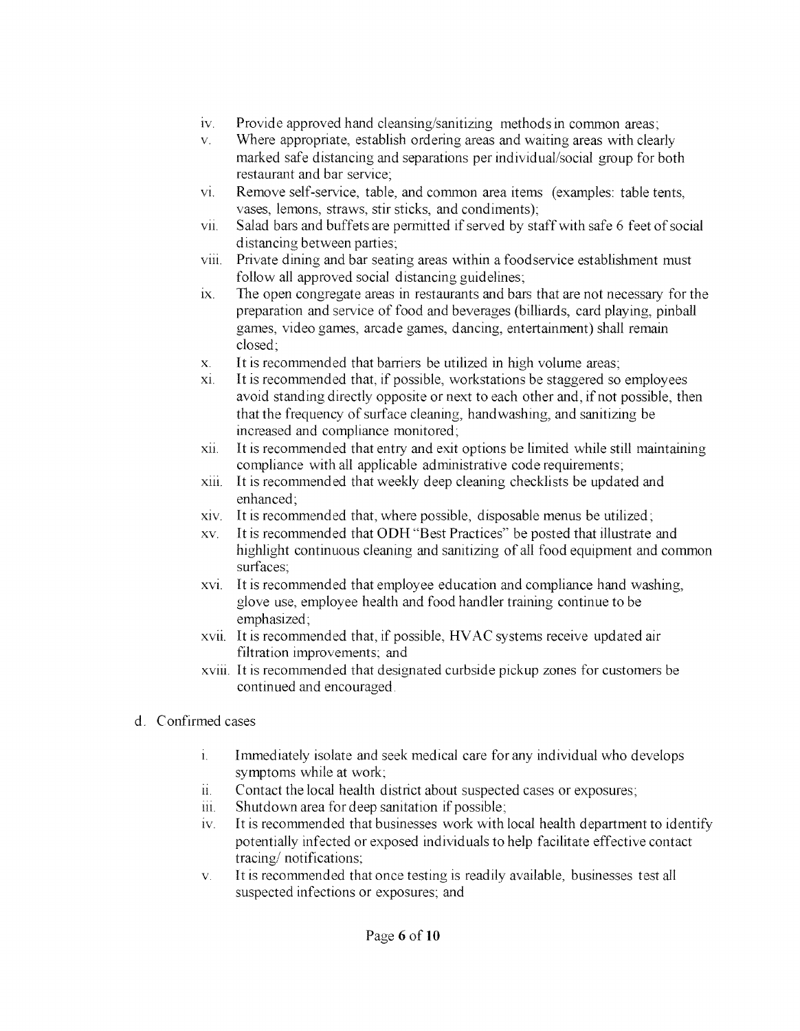iv. Provide approved hand cleansing/sanitizing methods in common areas;
v. Where appropriate, establish ordering areas and waiting areas with clearly marked safe distancing and separations per individual/social group for both restaurant and bar service;
vi. Remove self-service, table, and common area items (examples: table tents, vases, lemons, straws, stir sticks, and condiments);
vii. Salad bars and buffets are permitted if served by staff with safe 6 feet of social distancing between parties;
viii. Private dining and bar seating areas within a foodservice establishment must follow all approved social distancing guidelines;
ix. The open congregate areas in restaurants and bars that are not necessary for the preparation and service of food and beverages (billiards, card playing, pinball games, video games, arcade games, dancing, entertainment) shall remain closed;
x. It is recommended that barriers be utilized in high volume areas;
xi. It is recommended that, if possible, workstations be staggered so employees avoid standing directly opposite or next to each other and, if not possible, then that the frequency of surface cleaning, handwashing, and sanitizing be increased and compliance monitored;
xii. It is recommended that entry and exit options be limited while still maintaining compliance with all applicable administrative code requirements;
xiii. It is recommended that weekly deep cleaning checklists be updated and enhanced;
xiv. It is recommended that, where possible, disposable menus be utilized;
xv. It is recommended that ODH "Best Practices" be posted that illustrate and highlight continuous cleaning and sanitizing of all food equipment and common surfaces;
xvi. It is recommended that employee education and compliance hand washing, glove use, employee health and food handler training continue to be emphasized;
xvii. It is recommended that, if possible, HVAC systems receive updated air filtration improvements; and
xviii. It is recommended that designated curbside pickup zones for customers be continued and encouraged.

d. Confirmed cases

i. Immediately isolate and seek medical care for any individual who develops symptoms while at work;
ii. Contact the local health district about suspected cases or exposures;
iii. Shutdown area for deep sanitation if possible;
iv. It is recommended that businesses work with local health department to identify potentially infected or exposed individuals to help facilitate effective contact tracing/ notifications;
v. It is recommended that once testing is readily available, businesses test all suspected infections or exposures; and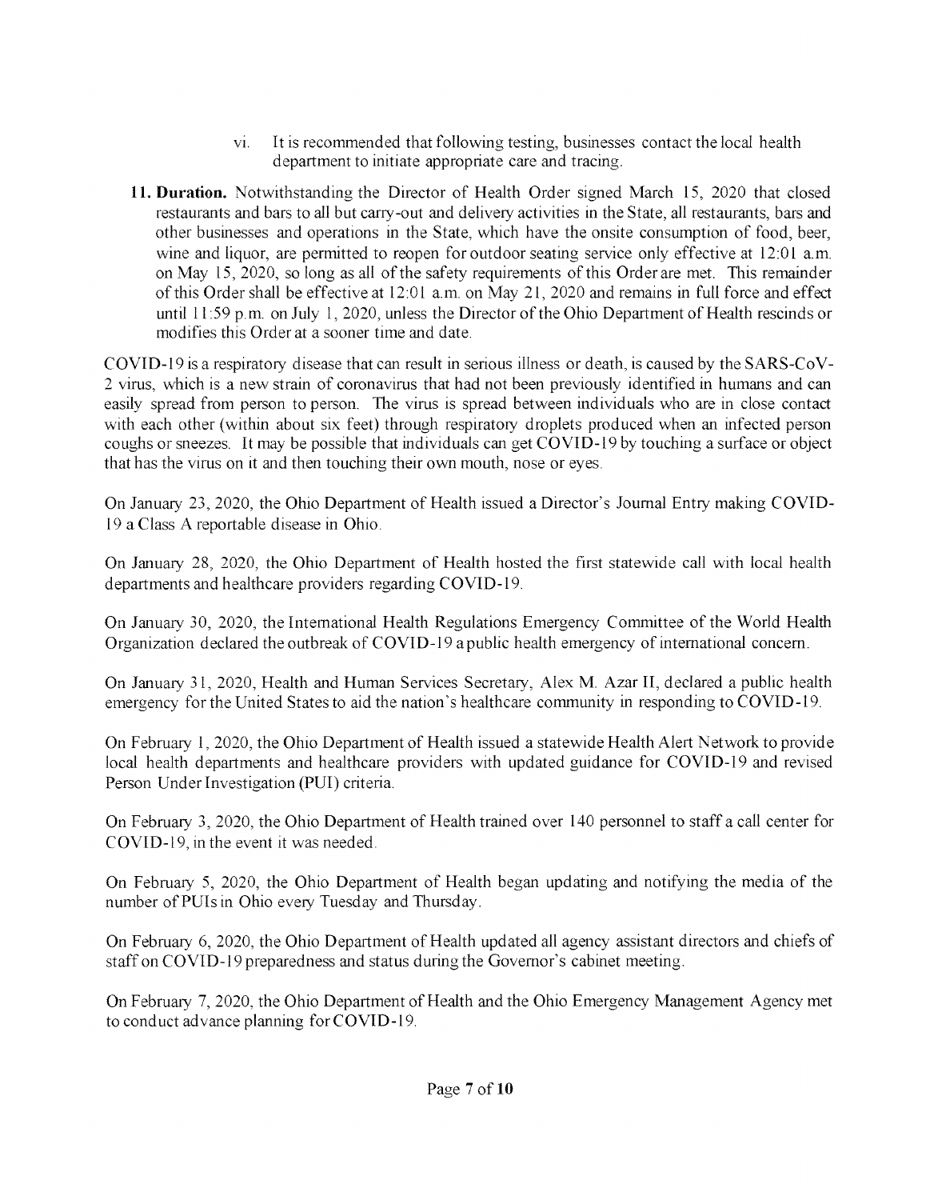vi. It is recommended that following testing, businesses contact the local health department to initiate appropriate care and tracing.

11. **Duration.** Notwithstanding the Director of Health Order signed March 15, 2020 that closed restaurants and bars to all but carry-out and delivery activities in the State, all restaurants, bars and other businesses and operations in the State, which have the onsite consumption of food, beer, wine and liquor, are permitted to reopen for outdoor seating service only effective at 12:01 a.m. on May 15, 2020, so long as all of the safety requirements of this Order are met. This remainder of this Order shall be effective at 12:01 a.m. on May 21, 2020 and remains in full force and effect until 11:59 p.m. on July 1, 2020, unless the Director of the Ohio Department of Health rescinds or modifies this Order at a sooner time and date.

COVID-19 is a respiratory disease that can result in serious illness or death, is caused by the SARS-CoV-2 virus, which is a new strain of coronavirus that had not been previously identified in humans and can easily spread from person to person. The virus is spread between individuals who are in close contact with each other (within about six feet) through respiratory droplets produced when an infected person coughs or sneezes. It may be possible that individuals can get COVID-19 by touching a surface or object that has the virus on it and then touching their own mouth, nose or eyes.

On January 23, 2020, the Ohio Department of Health issued a Director's Journal Entry making COVID-19 a Class A reportable disease in Ohio.

On January 28, 2020, the Ohio Department of Health hosted the first statewide call with local health departments and healthcare providers regarding COVID-19.

On January 30, 2020, the International Health Regulations Emergency Committee of the World Health Organization declared the outbreak of COVID-19 a public health emergency of international concern.

On January 31, 2020, Health and Human Services Secretary, Alex M. Azar II, declared a public health emergency for the United States to aid the nation's healthcare community in responding to COVID-19.

On February 1, 2020, the Ohio Department of Health issued a statewide Health Alert Network to provide local health departments and healthcare providers with updated guidance for COVID-19 and revised Person Under Investigation (PUI) criteria.

On February 3, 2020, the Ohio Department of Health trained over 140 personnel to staff a call center for COVID-19, in the event it was needed.

On February 5, 2020, the Ohio Department of Health began updating and notifying the media of the number of PUIs in Ohio every Tuesday and Thursday.

On February 6, 2020, the Ohio Department of Health updated all agency assistant directors and chiefs of staff on COVID-19 preparedness and status during the Governor's cabinet meeting.

On February 7, 2020, the Ohio Department of Health and the Ohio Emergency Management Agency met to conduct advance planning for COVID-19.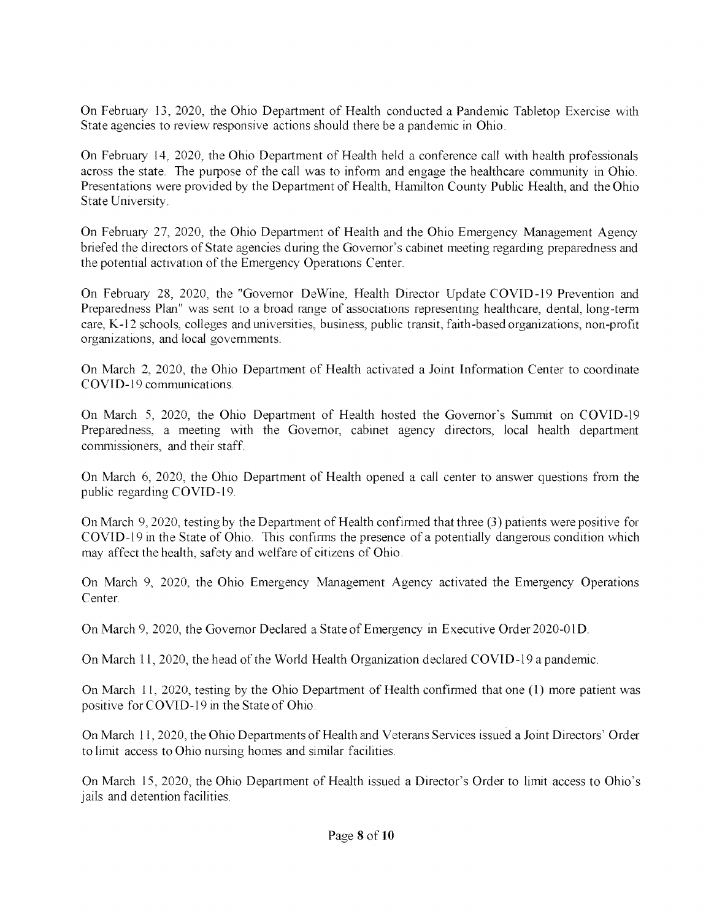On February 13, 2020, the Ohio Department of Health conducted a Pandemic Tabletop Exercise with State agencies to review responsive actions should there be a pandemic in Ohio.

On February 14, 2020, the Ohio Department of Health held a conference call with health professionals across the state. The purpose of the call was to inform and engage the healthcare community in Ohio. Presentations were provided by the Department of Health, Hamilton County Public Health, and the Ohio State University.

On February 27, 2020, the Ohio Department of Health and the Ohio Emergency Management Agency briefed the directors of State agencies during the Governor's cabinet meeting regarding preparedness and the potential activation of the Emergency Operations Center.

On February 28, 2020, the "Governor DeWine, Health Director Update COVID-19 Prevention and Preparedness Plan" was sent to a broad range of associations representing healthcare, dental, long-term care, K-12 schools, colleges and universities, business, public transit, faith-based organizations, non-profit organizations, and local governments.

On March 2, 2020, the Ohio Department of Health activated a Joint Information Center to coordinate COVID-19 communications.

On March 5, 2020, the Ohio Department of Health hosted the Governor's Summit on COVID-19 Preparedness, a meeting with the Governor, cabinet agency directors, local health department commissioners, and their staff.

On March 6, 2020, the Ohio Department of Health opened a call center to answer questions from the public regarding COVID-19.

On March 9, 2020, testing by the Department of Health confirmed that three (3) patients were positive for COVID-19 in the State of Ohio. This confirms the presence of a potentially dangerous condition which may affect the health, safety and welfare of citizens of Ohio.

On March 9, 2020, the Ohio Emergency Management Agency activated the Emergency Operations Center.

On March 9, 2020, the Governor Declared a State of Emergency in Executive Order 2020-01D.

On March 11, 2020, the head of the World Health Organization declared COVID-19 a pandemic.

On March 11, 2020, testing by the Ohio Department of Health confirmed that one (1) more patient was positive for COVID-19 in the State of Ohio.

On March 11, 2020, the Ohio Departments of Health and Veterans Services issued a Joint Directors' Order to limit access to Ohio nursing homes and similar facilities.

On March 15, 2020, the Ohio Department of Health issued a Director's Order to limit access to Ohio's jails and detention facilities.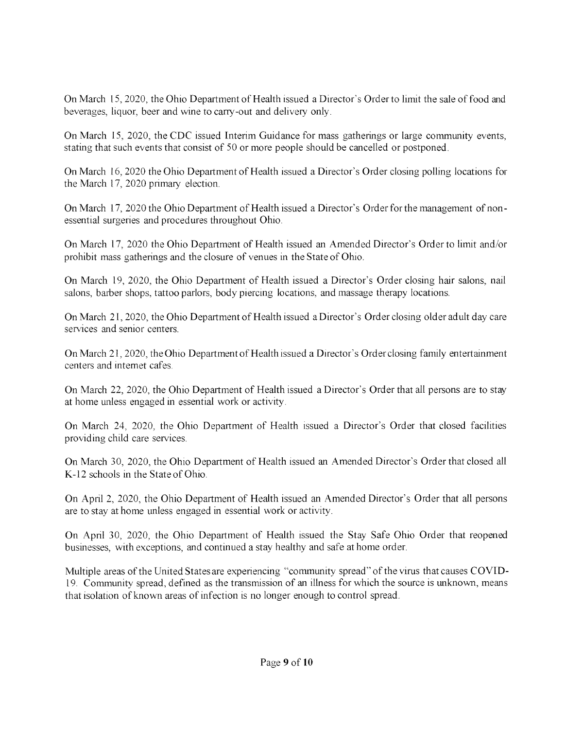On March 15, 2020, the Ohio Department of Health issued a Director's Order to limit the sale of food and beverages, liquor, beer and wine to carry-out and delivery only.

On March 15, 2020, the CDC issued Interim Guidance for mass gatherings or large community events, stating that such events that consist of 50 or more people should be cancelled or postponed.

On March 16, 2020 the Ohio Department of Health issued a Director's Order closing polling locations for the March 17, 2020 primary election.

On March 17, 2020 the Ohio Department of Health issued a Director's Order for the management of non-essential surgeries and procedures throughout Ohio.

On March 17, 2020 the Ohio Department of Health issued an Amended Director's Order to limit and/or prohibit mass gatherings and the closure of venues in the State of Ohio.

On March 19, 2020, the Ohio Department of Health issued a Director's Order closing hair salons, nail salons, barber shops, tattoo parlors, body piercing locations, and massage therapy locations.

On March 21, 2020, the Ohio Department of Health issued a Director's Order closing older adult day care services and senior centers.

On March 21, 2020, the Ohio Department of Health issued a Director's Order closing family entertainment centers and internet cafes.

On March 22, 2020, the Ohio Department of Health issued a Director's Order that all persons are to stay at home unless engaged in essential work or activity.

On March 24, 2020, the Ohio Department of Health issued a Director's Order that closed facilities providing child care services.

On March 30, 2020, the Ohio Department of Health issued an Amended Director's Order that closed all K-12 schools in the State of Ohio.

On April 2, 2020, the Ohio Department of Health issued an Amended Director's Order that all persons are to stay at home unless engaged in essential work or activity.

On April 30, 2020, the Ohio Department of Health issued the Stay Safe Ohio Order that reopened businesses, with exceptions, and continued a stay healthy and safe at home order.

Multiple areas of the United States are experiencing "community spread" of the virus that causes COVID-19. Community spread, defined as the transmission of an illness for which the source is unknown, means that isolation of known areas of infection is no longer enough to control spread.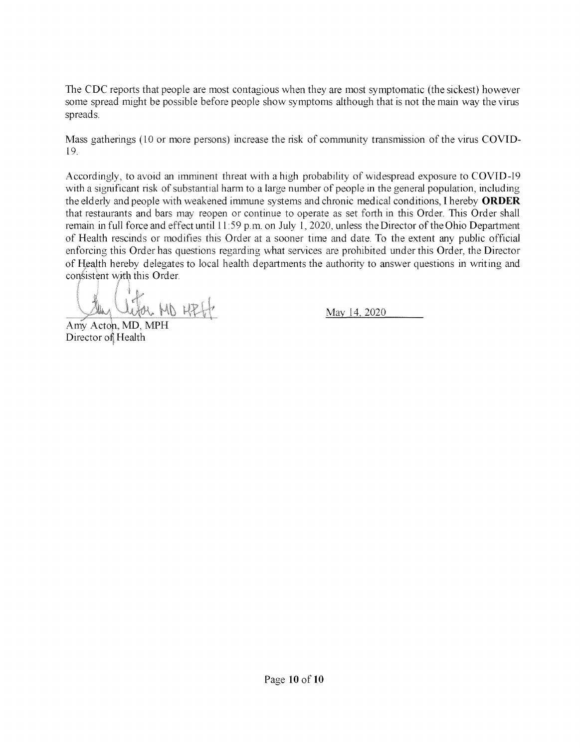The CDC reports that people are most contagious when they are most symptomatic (the sickest) however some spread might be possible before people show symptoms although that is not the main way the virus spreads.

Mass gatherings (10 or more persons) increase the risk of community transmission of the virus COVID-19.

Accordingly, to avoid an imminent threat with a high probability of widespread exposure to COVID-19 with a significant risk of substantial harm to a large number of people in the general population, including the elderly and people with weakened immune systems and chronic medical conditions, I hereby **ORDER** that restaurants and bars may reopen or continue to operate as set forth in this Order. This Order shall remain in full force and effect until 11:59 p.m. on July 1, 2020, unless the Director of the Ohio Department of Health rescinds or modifies this Order at a sooner time and date. To the extent any public official enforcing this Order has questions regarding what services are prohibited under this Order, the Director of Health hereby delegates to local health departments the authority to answer questions in writing and consistent with this Order.

Amy Acton, MD, MPH
Director of Health

May 14, 2020